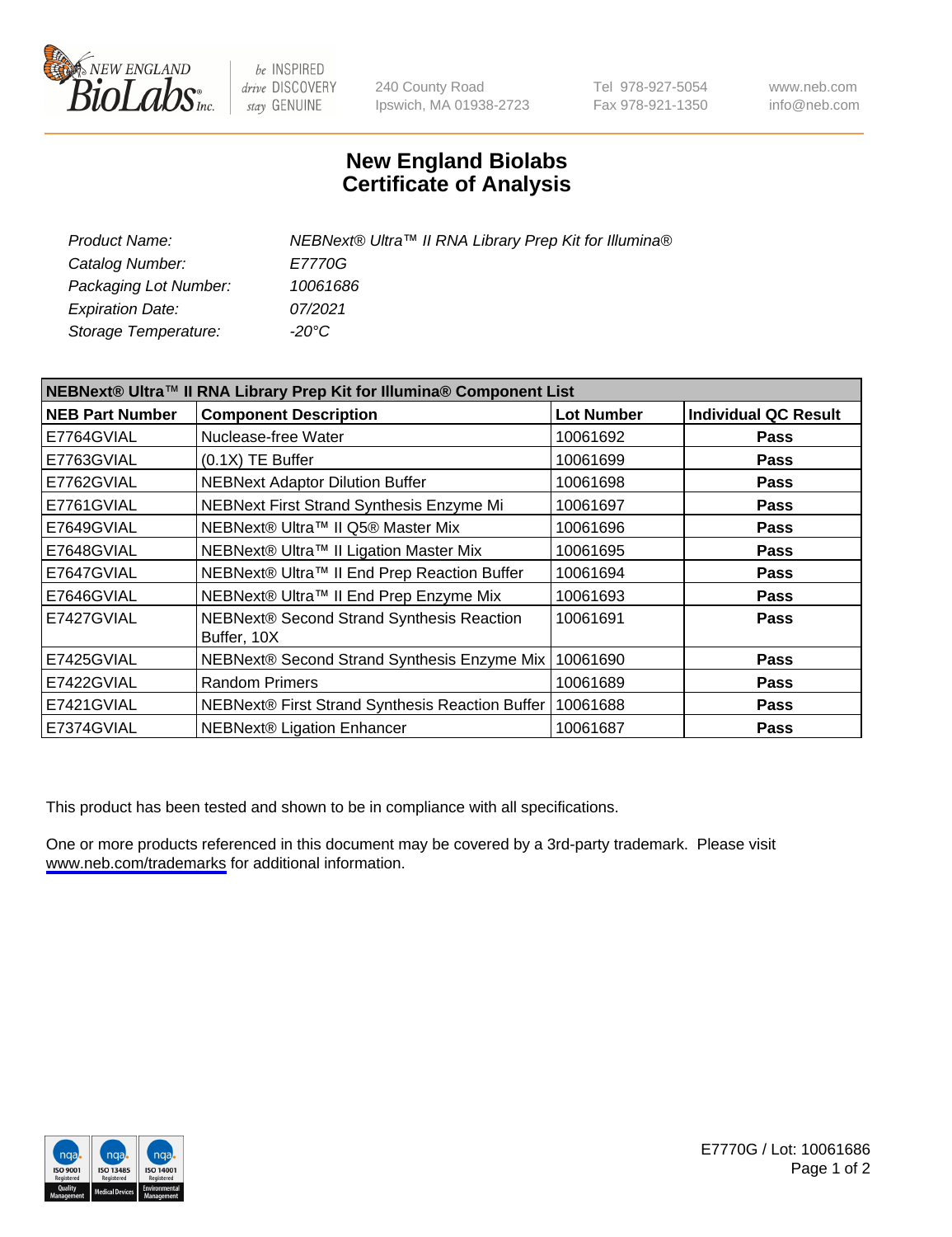# New England Biolabs
# Certificate of Analysis

| | |
|---|---|
| *Product Name:* | *NEBNext® Ultra™ II RNA Library Prep Kit for Illumina®* |
| *Catalog Number:* | *E7770G* |
| *Packaging Lot Number:* | *10061686* |
| *Expiration Date:* | *07/2021* |
| *Storage Temperature:* | *-20°C* |

| NEBNext® Ultra™ II RNA Library Prep Kit for Illumina® Component List | | | |
|---|---|---|---|
| **NEB Part Number** | **Component Description** | **Lot Number** | **Individual QC Result** |
| E7764GVIAL | Nuclease-free Water | 10061692 | **Pass** |
| E7763GVIAL | (0.1X) TE Buffer | 10061699 | **Pass** |
| E7762GVIAL | NEBNext Adaptor Dilution Buffer | 10061698 | **Pass** |
| E7761GVIAL | NEBNext First Strand Synthesis Enzyme Mi | 10061697 | **Pass** |
| E7649GVIAL | NEBNext® Ultra™ II Q5® Master Mix | 10061696 | **Pass** |
| E7648GVIAL | NEBNext® Ultra™ II Ligation Master Mix | 10061695 | **Pass** |
| E7647GVIAL | NEBNext® Ultra™ II End Prep Reaction Buffer | 10061694 | **Pass** |
| E7646GVIAL | NEBNext® Ultra™ II End Prep Enzyme Mix | 10061693 | **Pass** |
| E7427GVIAL | NEBNext® Second Strand Synthesis Reaction Buffer, 10X | 10061691 | **Pass** |
| E7425GVIAL | NEBNext® Second Strand Synthesis Enzyme Mix | 10061690 | **Pass** |
| E7422GVIAL | Random Primers | 10061689 | **Pass** |
| E7421GVIAL | NEBNext® First Strand Synthesis Reaction Buffer | 10061688 | **Pass** |
| E7374GVIAL | NEBNext® Ligation Enhancer | 10061687 | **Pass** |

This product has been tested and shown to be in compliance with all specifications.

One or more products referenced in this document may be covered by a 3rd-party trademark. Please visit www.neb.com/trademarks for additional information.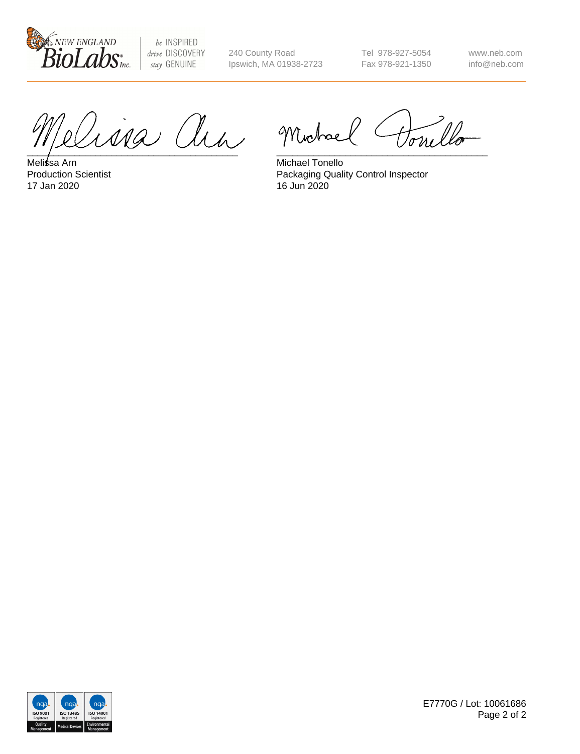Melissa Arn
Production Scientist
17 Jan 2020

Michael Tonello
Packaging Quality Control Inspector
16 Jun 2020

E7770G / Lot: 10061686